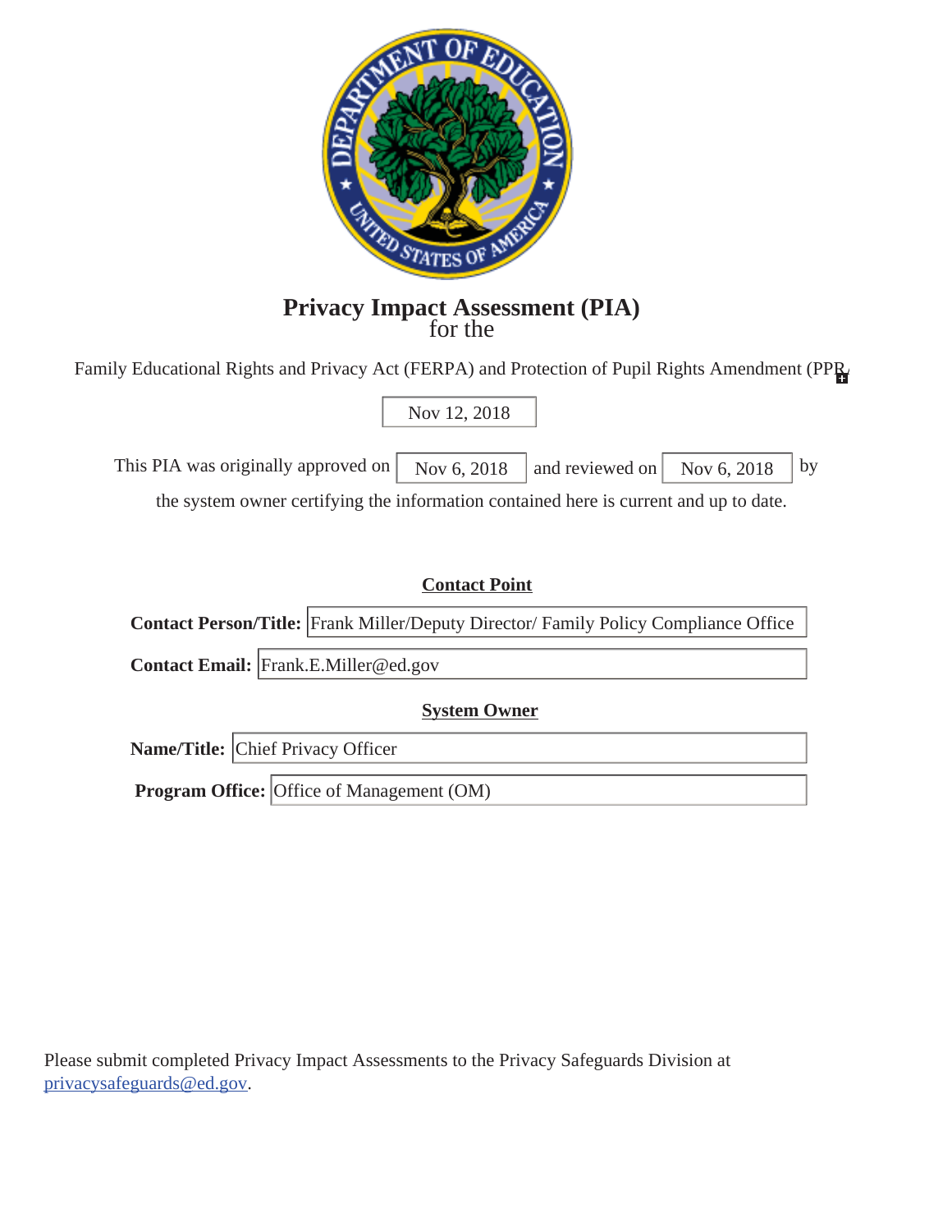# Privacy Impact Assessment (PIA)

for the

Family Educational Rights and Privacy Act (FERPA) and Protection of Pupil Rights Amendment (PPR

Nov 12, 2018

This PIA was originally approved on Nov 6, 2018 and reviewed on Nov 6, 2018 by the system owner certifying the information contained here is current and up to date.

**Contact Point**

**Contact Person/Title:** Frank Miller/Deputy Director/ Family Policy Compliance Office

**Contact Email:** Frank.E.Miller@ed.gov

**System Owner**

**Name/Title:** Chief Privacy Officer

**Program Office:** Office of Management (OM)

Please submit completed Privacy Impact Assessments to the Privacy Safeguards Division at privacysafeguards@ed.gov.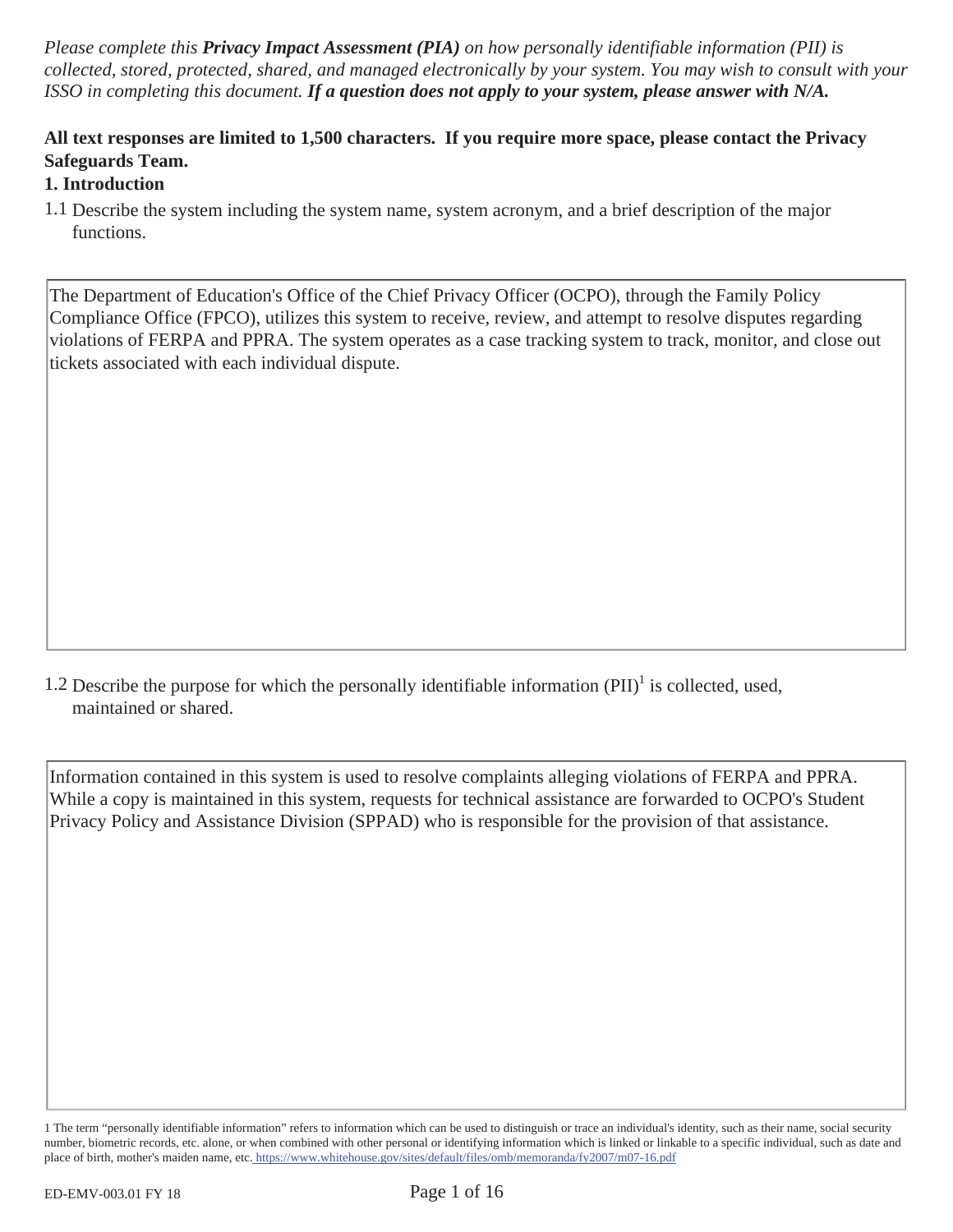*Please complete this **Privacy Impact Assessment (PIA)** on how personally identifiable information (PII) is collected, stored, protected, shared, and managed electronically by your system. You may wish to consult with your ISSO in completing this document. **If a question does not apply to your system, please answer with N/A.***

**All text responses are limited to 1,500 characters. If you require more space, please contact the Privacy Safeguards Team.**

## 1. Introduction

1.1 Describe the system including the system name, system acronym, and a brief description of the major functions.

The Department of Education's Office of the Chief Privacy Officer (OCPO), through the Family Policy Compliance Office (FPCO), utilizes this system to receive, review, and attempt to resolve disputes regarding violations of FERPA and PPRA. The system operates as a case tracking system to track, monitor, and close out tickets associated with each individual dispute.

1.2 Describe the purpose for which the personally identifiable information (PII)[1] is collected, used, maintained or shared.

Information contained in this system is used to resolve complaints alleging violations of FERPA and PPRA. While a copy is maintained in this system, requests for technical assistance are forwarded to OCPO's Student Privacy Policy and Assistance Division (SPPAD) who is responsible for the provision of that assistance.

1 The term "personally identifiable information" refers to information which can be used to distinguish or trace an individual's identity, such as their name, social security number, biometric records, etc. alone, or when combined with other personal or identifying information which is linked or linkable to a specific individual, such as date and place of birth, mother's maiden name, etc. https://www.whitehouse.gov/sites/default/files/omb/memoranda/fy2007/m07-16.pdf

ED-EMV-003.01 FY 18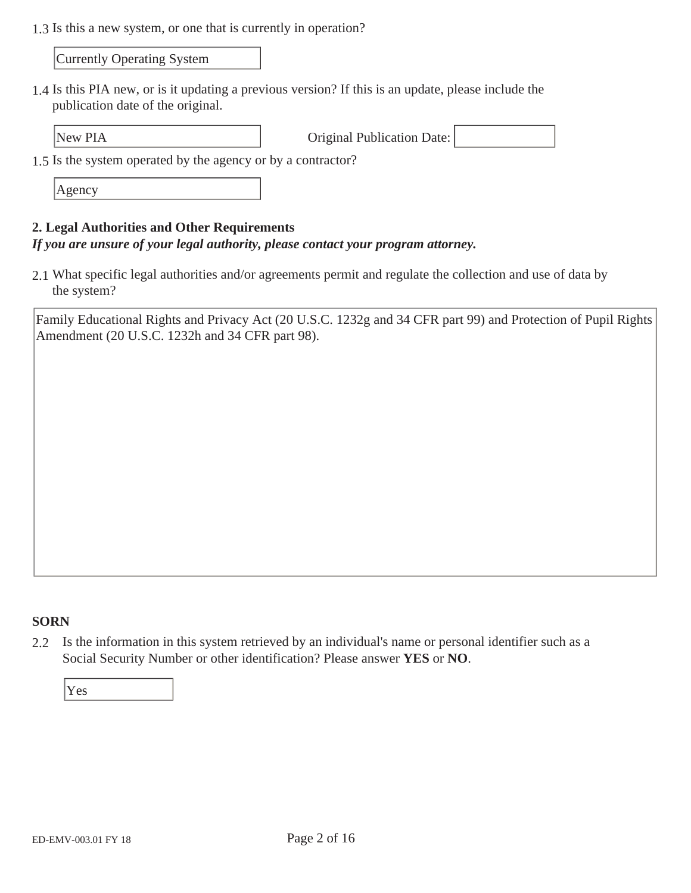1.3 Is this a new system, or one that is currently in operation?

Currently Operating System

1.4 Is this PIA new, or is it updating a previous version? If this is an update, please include the publication date of the original.

New PIA

Original Publication Date:

1.5 Is the system operated by the agency or by a contractor?

Agency

**2. Legal Authorities and Other Requirements**

***If you are unsure of your legal authority, please contact your program attorney.***

2.1 What specific legal authorities and/or agreements permit and regulate the collection and use of data by the system?

Family Educational Rights and Privacy Act (20 U.S.C. 1232g and 34 CFR part 99) and Protection of Pupil Rights Amendment (20 U.S.C. 1232h and 34 CFR part 98).

**SORN**

2.2 Is the information in this system retrieved by an individual's name or personal identifier such as a Social Security Number or other identification? Please answer **YES** or **NO**.

Yes

ED-EMV-003.01 FY 18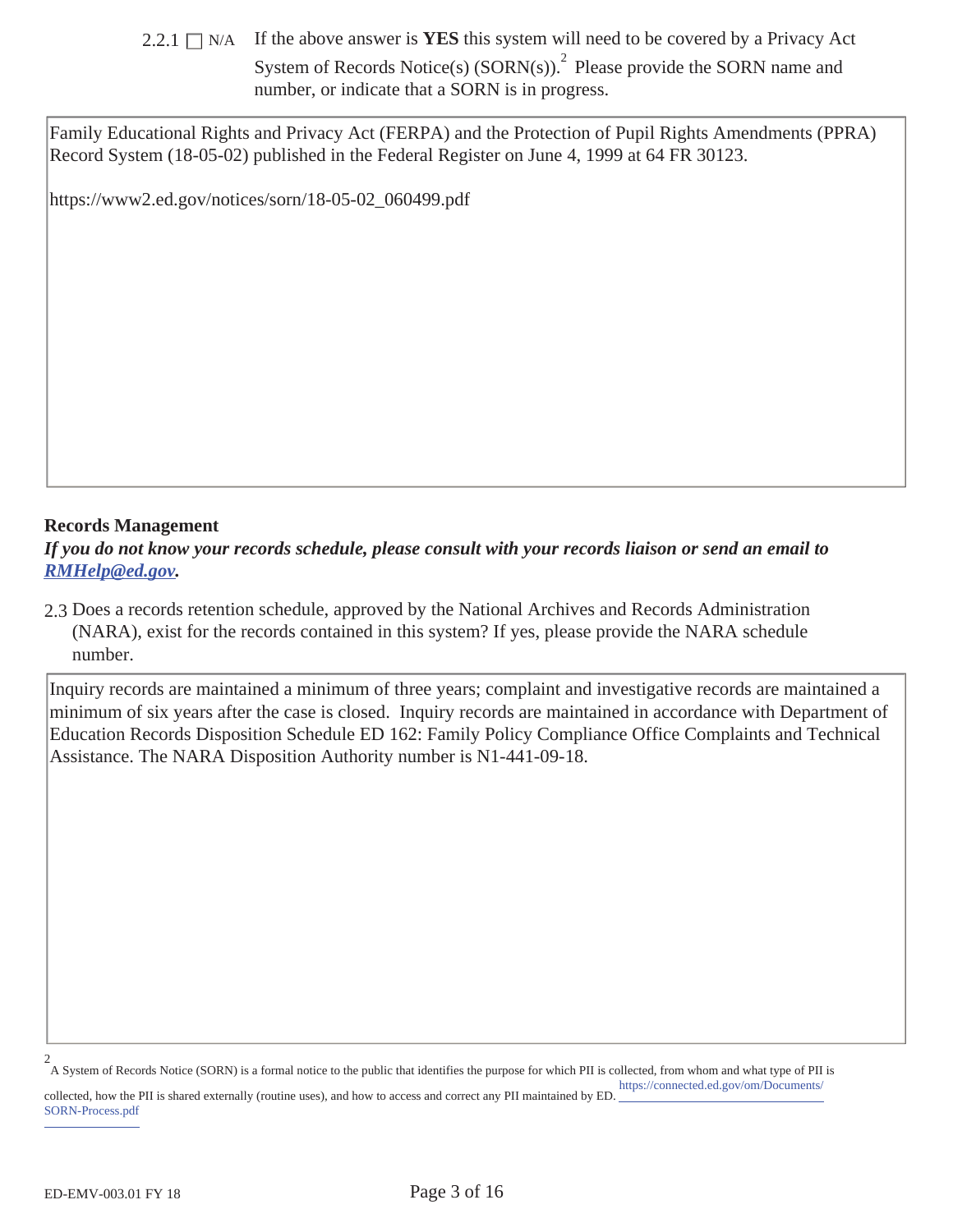2.2.1 ☐ N/A If the above answer is **YES** this system will need to be covered by a Privacy Act System of Records Notice(s) (SORN(s)).[2] Please provide the SORN name and number, or indicate that a SORN is in progress.

Family Educational Rights and Privacy Act (FERPA) and the Protection of Pupil Rights Amendments (PPRA) Record System (18-05-02) published in the Federal Register on June 4, 1999 at 64 FR 30123.

https://www2.ed.gov/notices/sorn/18-05-02_060499.pdf

**Records Management**

***If you do not know your records schedule, please consult with your records liaison or send an email to [RMHelp@ed.gov](mailto:RMHelp@ed.gov).***

2.3 Does a records retention schedule, approved by the National Archives and Records Administration (NARA), exist for the records contained in this system? If yes, please provide the NARA schedule number.

Inquiry records are maintained a minimum of three years; complaint and investigative records are maintained a minimum of six years after the case is closed. Inquiry records are maintained in accordance with Department of Education Records Disposition Schedule ED 162: Family Policy Compliance Office Complaints and Technical Assistance. The NARA Disposition Authority number is N1-441-09-18.

[2] A System of Records Notice (SORN) is a formal notice to the public that identifies the purpose for which PII is collected, from whom and what type of PII is collected, how the PII is shared externally (routine uses), and how to access and correct any PII maintained by ED. https://connected.ed.gov/om/Documents/SORN-Process.pdf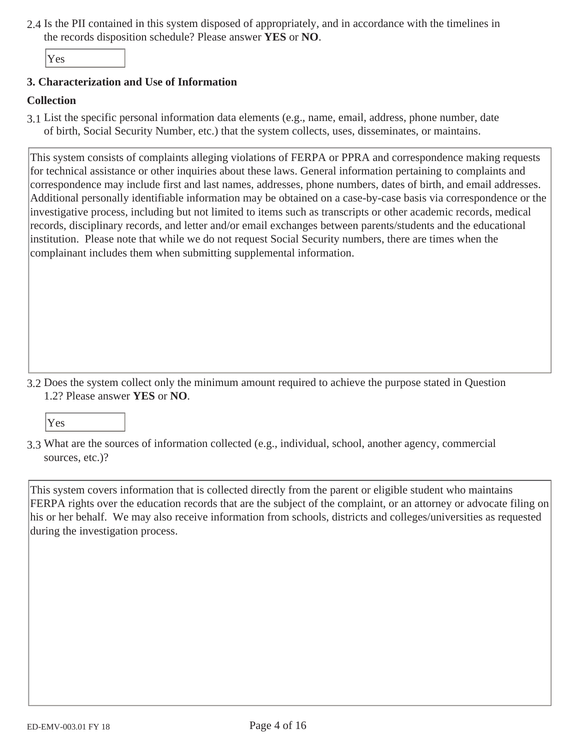2.4 Is the PII contained in this system disposed of appropriately, and in accordance with the timelines in the records disposition schedule? Please answer **YES** or **NO**.

Yes

**3. Characterization and Use of Information**

**Collection**

3.1 List the specific personal information data elements (e.g., name, email, address, phone number, date of birth, Social Security Number, etc.) that the system collects, uses, disseminates, or maintains.

This system consists of complaints alleging violations of FERPA or PPRA and correspondence making requests for technical assistance or other inquiries about these laws. General information pertaining to complaints and correspondence may include first and last names, addresses, phone numbers, dates of birth, and email addresses. Additional personally identifiable information may be obtained on a case-by-case basis via correspondence or the investigative process, including but not limited to items such as transcripts or other academic records, medical records, disciplinary records, and letter and/or email exchanges between parents/students and the educational institution. Please note that while we do not request Social Security numbers, there are times when the complainant includes them when submitting supplemental information.

3.2 Does the system collect only the minimum amount required to achieve the purpose stated in Question 1.2? Please answer **YES** or **NO**.

Yes

3.3 What are the sources of information collected (e.g., individual, school, another agency, commercial sources, etc.)?

This system covers information that is collected directly from the parent or eligible student who maintains FERPA rights over the education records that are the subject of the complaint, or an attorney or advocate filing on his or her behalf. We may also receive information from schools, districts and colleges/universities as requested during the investigation process.

ED-EMV-003.01 FY 18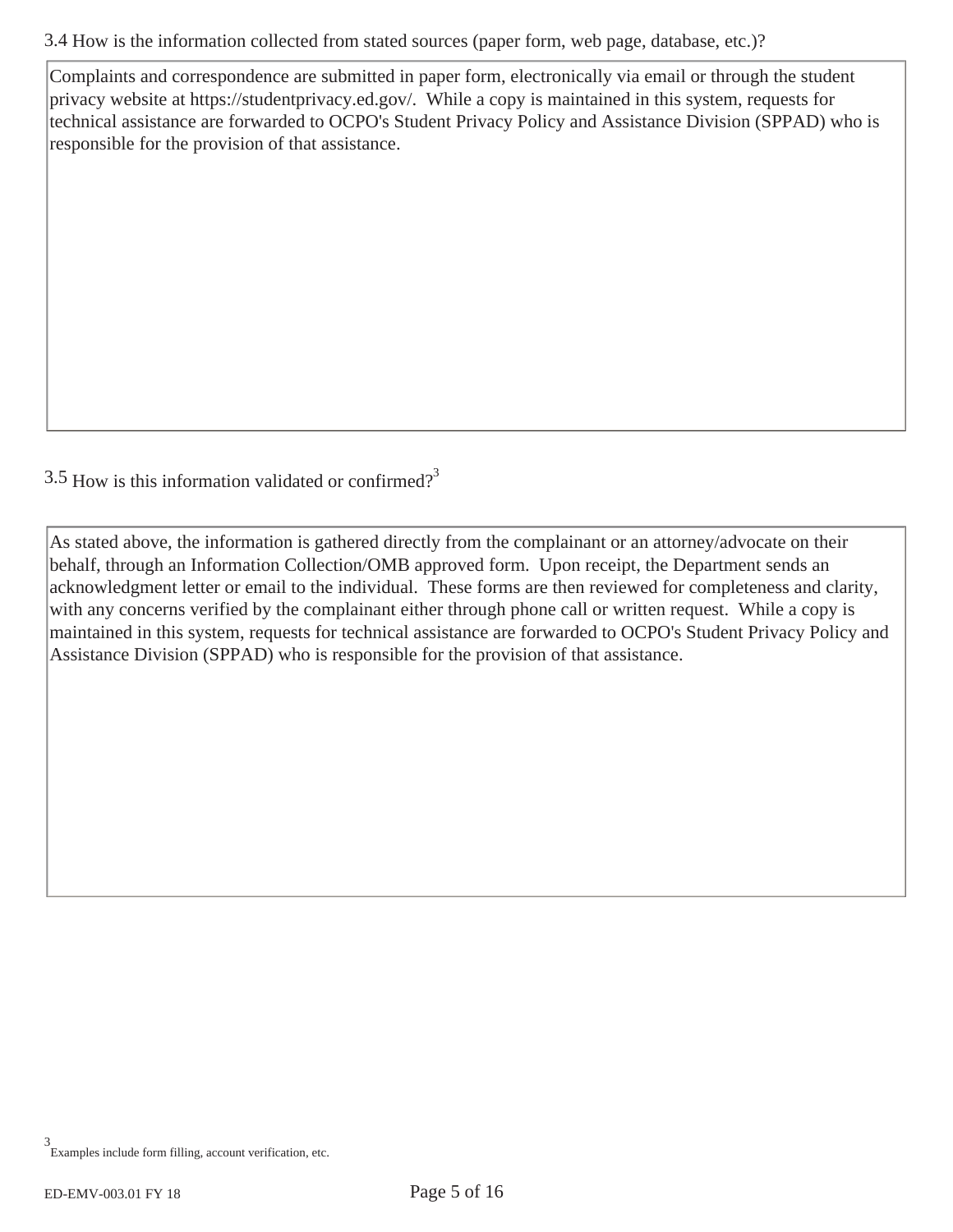3.4 How is the information collected from stated sources (paper form, web page, database, etc.)?

Complaints and correspondence are submitted in paper form, electronically via email or through the student privacy website at https://studentprivacy.ed.gov/. While a copy is maintained in this system, requests for technical assistance are forwarded to OCPO's Student Privacy Policy and Assistance Division (SPPAD) who is responsible for the provision of that assistance.

3.5 How is this information validated or confirmed?[3]

As stated above, the information is gathered directly from the complainant or an attorney/advocate on their behalf, through an Information Collection/OMB approved form. Upon receipt, the Department sends an acknowledgment letter or email to the individual. These forms are then reviewed for completeness and clarity, with any concerns verified by the complainant either through phone call or written request. While a copy is maintained in this system, requests for technical assistance are forwarded to OCPO's Student Privacy Policy and Assistance Division (SPPAD) who is responsible for the provision of that assistance.

[3] Examples include form filling, account verification, etc.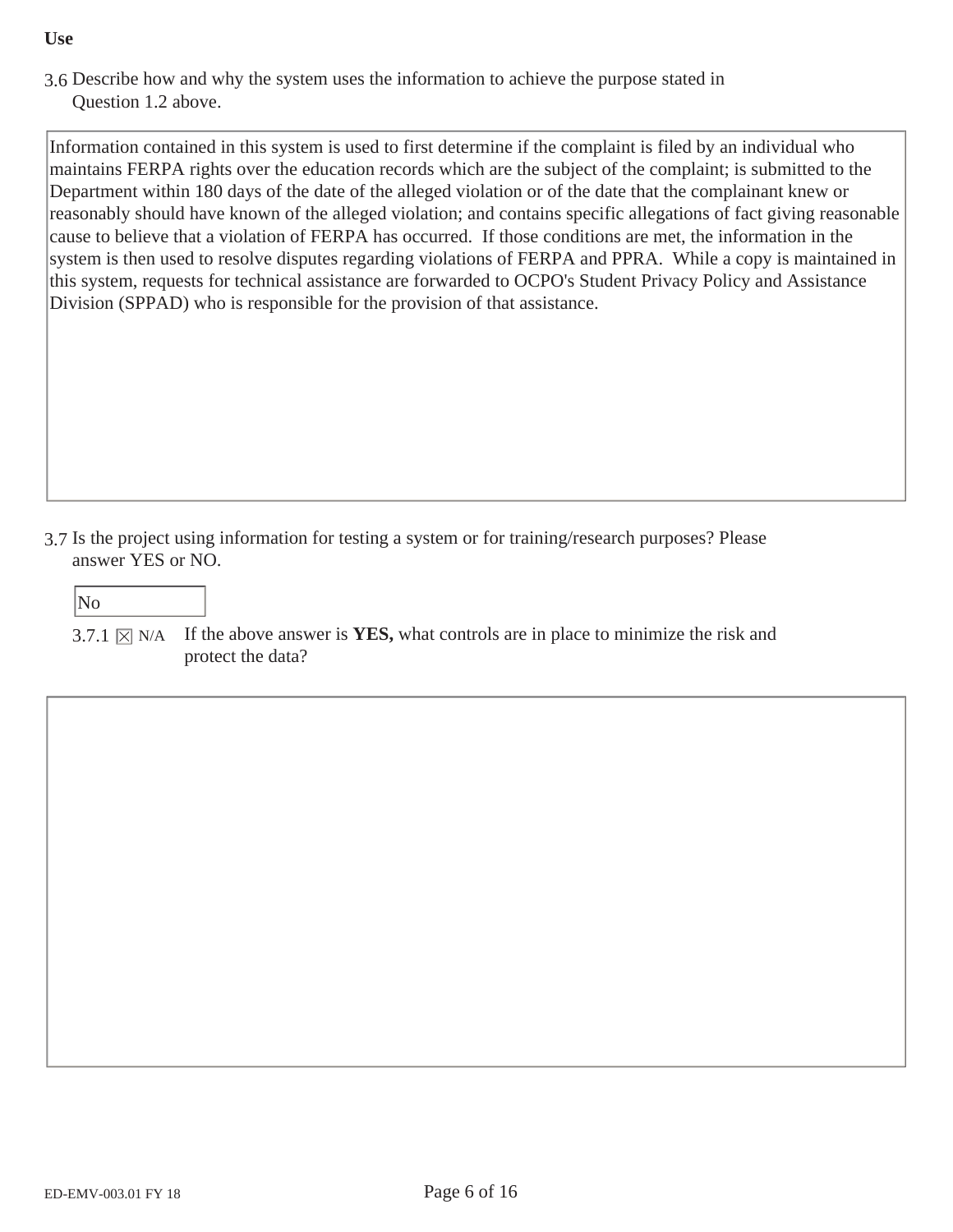**Use**

3.6 Describe how and why the system uses the information to achieve the purpose stated in Question 1.2 above.

Information contained in this system is used to first determine if the complaint is filed by an individual who maintains FERPA rights over the education records which are the subject of the complaint; is submitted to the Department within 180 days of the date of the alleged violation or of the date that the complainant knew or reasonably should have known of the alleged violation; and contains specific allegations of fact giving reasonable cause to believe that a violation of FERPA has occurred. If those conditions are met, the information in the system is then used to resolve disputes regarding violations of FERPA and PPRA. While a copy is maintained in this system, requests for technical assistance are forwarded to OCPO's Student Privacy Policy and Assistance Division (SPPAD) who is responsible for the provision of that assistance.

3.7 Is the project using information for testing a system or for training/research purposes? Please answer YES or NO.

No

3.7.1 ☒ N/A If the above answer is **YES,** what controls are in place to minimize the risk and protect the data?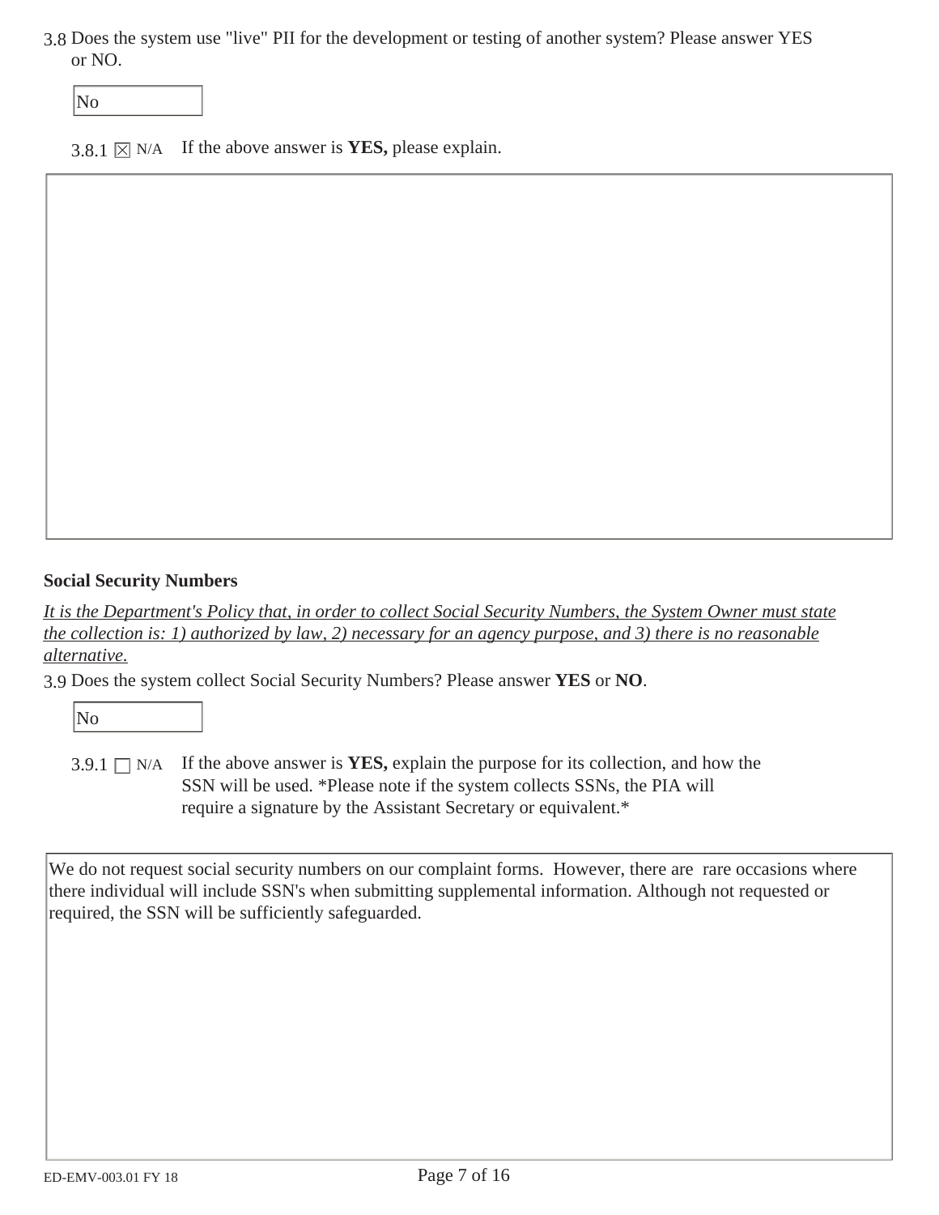3.8 Does the system use "live" PII for the development or testing of another system? Please answer YES or NO.

No

3.8.1 ☒ N/A If the above answer is **YES,** please explain.

**Social Security Numbers**

*It is the Department's Policy that, in order to collect Social Security Numbers, the System Owner must state the collection is: 1) authorized by law, 2) necessary for an agency purpose, and 3) there is no reasonable alternative.*

3.9 Does the system collect Social Security Numbers? Please answer **YES** or **NO**.

No

3.9.1 ☐ N/A If the above answer is **YES,** explain the purpose for its collection, and how the SSN will be used. *Please note if the system collects SSNs, the PIA will require a signature by the Assistant Secretary or equivalent.*

We do not request social security numbers on our complaint forms. However, there are rare occasions where there individual will include SSN's when submitting supplemental information. Although not requested or required, the SSN will be sufficiently safeguarded.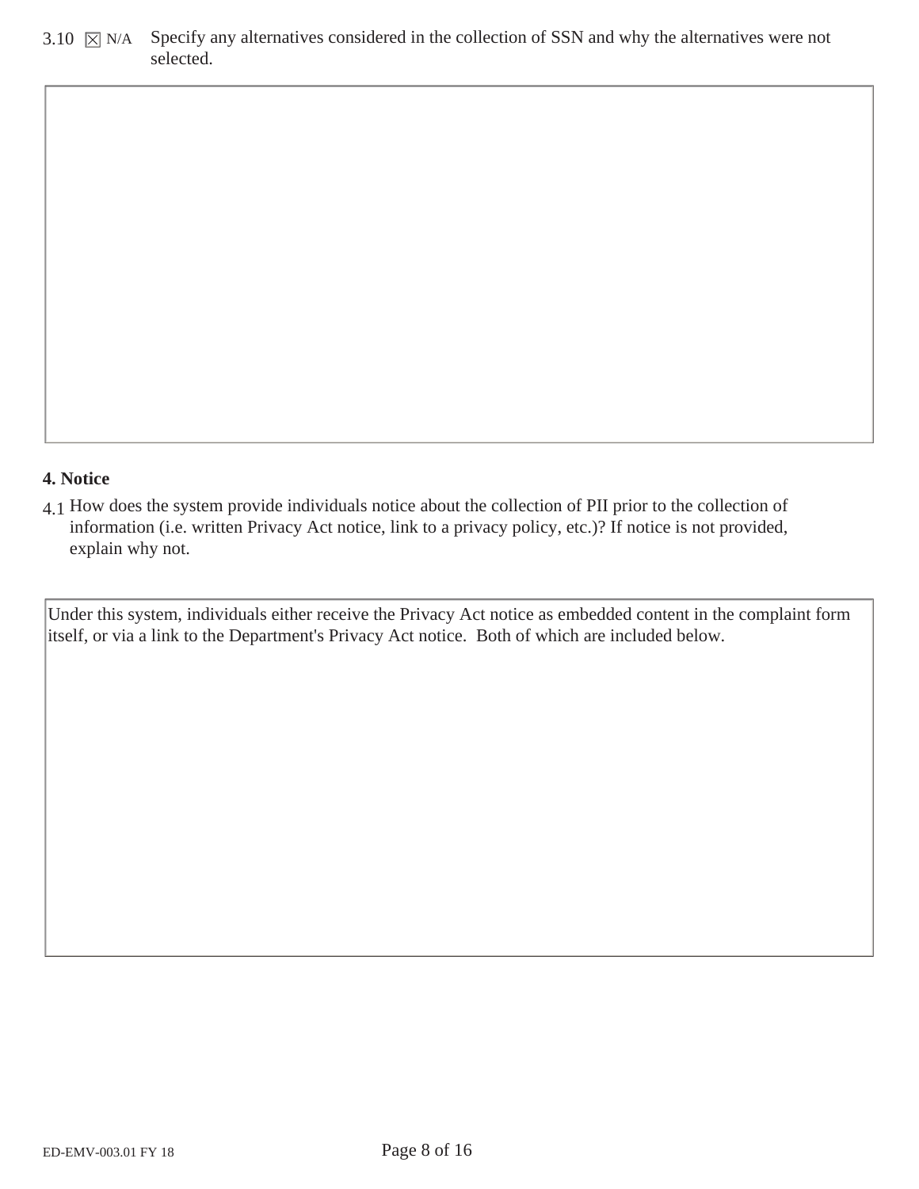3.10 ☒ N/A Specify any alternatives considered in the collection of SSN and why the alternatives were not selected.

**4. Notice**

4.1 How does the system provide individuals notice about the collection of PII prior to the collection of information (i.e. written Privacy Act notice, link to a privacy policy, etc.)? If notice is not provided, explain why not.

Under this system, individuals either receive the Privacy Act notice as embedded content in the complaint form itself, or via a link to the Department's Privacy Act notice. Both of which are included below.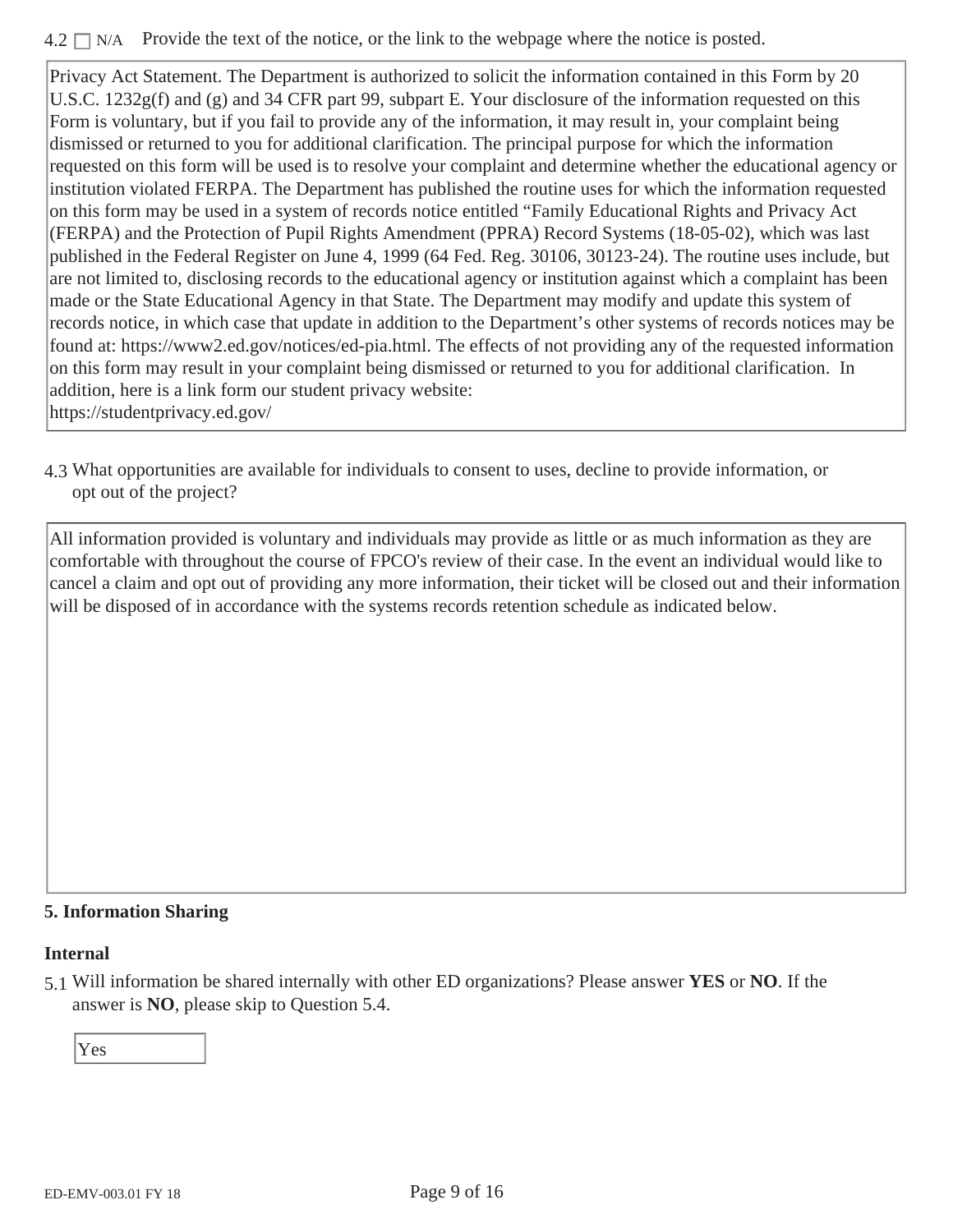4.2 ☐ N/A Provide the text of the notice, or the link to the webpage where the notice is posted.

Privacy Act Statement. The Department is authorized to solicit the information contained in this Form by 20 U.S.C. 1232g(f) and (g) and 34 CFR part 99, subpart E. Your disclosure of the information requested on this Form is voluntary, but if you fail to provide any of the information, it may result in, your complaint being dismissed or returned to you for additional clarification. The principal purpose for which the information requested on this form will be used is to resolve your complaint and determine whether the educational agency or institution violated FERPA. The Department has published the routine uses for which the information requested on this form may be used in a system of records notice entitled "Family Educational Rights and Privacy Act (FERPA) and the Protection of Pupil Rights Amendment (PPRA) Record Systems (18-05-02), which was last published in the Federal Register on June 4, 1999 (64 Fed. Reg. 30106, 30123-24). The routine uses include, but are not limited to, disclosing records to the educational agency or institution against which a complaint has been made or the State Educational Agency in that State. The Department may modify and update this system of records notice, in which case that update in addition to the Department's other systems of records notices may be found at: https://www2.ed.gov/notices/ed-pia.html. The effects of not providing any of the requested information on this form may result in your complaint being dismissed or returned to you for additional clarification. In addition, here is a link form our student privacy website:
https://studentprivacy.ed.gov/

4.3 What opportunities are available for individuals to consent to uses, decline to provide information, or opt out of the project?

All information provided is voluntary and individuals may provide as little or as much information as they are comfortable with throughout the course of FPCO's review of their case. In the event an individual would like to cancel a claim and opt out of providing any more information, their ticket will be closed out and their information will be disposed of in accordance with the systems records retention schedule as indicated below.

**5. Information Sharing**

**Internal**

5.1 Will information be shared internally with other ED organizations? Please answer **YES** or **NO**. If the answer is **NO**, please skip to Question 5.4.

Yes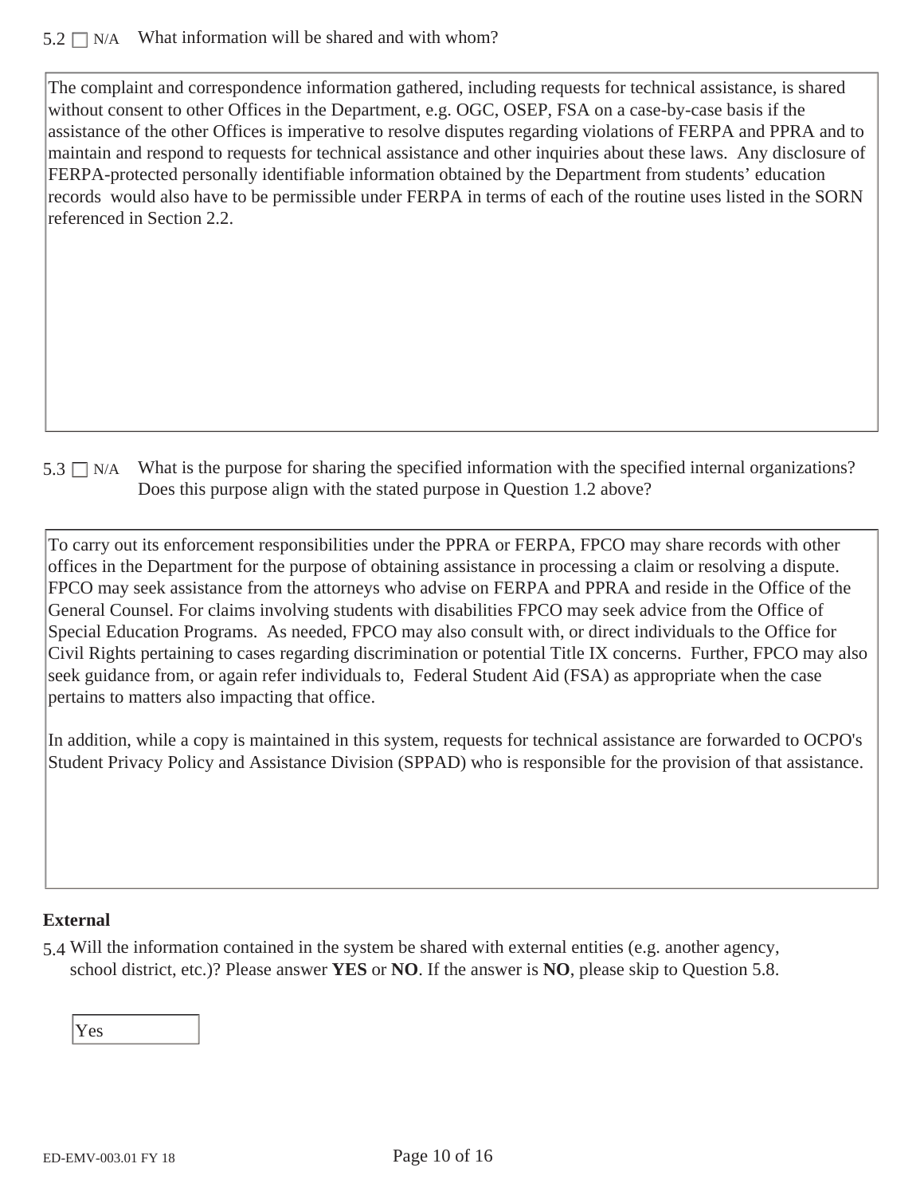5.2 ☐ N/A What information will be shared and with whom?

The complaint and correspondence information gathered, including requests for technical assistance, is shared without consent to other Offices in the Department, e.g. OGC, OSEP, FSA on a case-by-case basis if the assistance of the other Offices is imperative to resolve disputes regarding violations of FERPA and PPRA and to maintain and respond to requests for technical assistance and other inquiries about these laws. Any disclosure of FERPA-protected personally identifiable information obtained by the Department from students' education records would also have to be permissible under FERPA in terms of each of the routine uses listed in the SORN referenced in Section 2.2.

5.3 ☐ N/A What is the purpose for sharing the specified information with the specified internal organizations? Does this purpose align with the stated purpose in Question 1.2 above?

To carry out its enforcement responsibilities under the PPRA or FERPA, FPCO may share records with other offices in the Department for the purpose of obtaining assistance in processing a claim or resolving a dispute. FPCO may seek assistance from the attorneys who advise on FERPA and PPRA and reside in the Office of the General Counsel. For claims involving students with disabilities FPCO may seek advice from the Office of Special Education Programs. As needed, FPCO may also consult with, or direct individuals to the Office for Civil Rights pertaining to cases regarding discrimination or potential Title IX concerns. Further, FPCO may also seek guidance from, or again refer individuals to, Federal Student Aid (FSA) as appropriate when the case pertains to matters also impacting that office.

In addition, while a copy is maintained in this system, requests for technical assistance are forwarded to OCPO's Student Privacy Policy and Assistance Division (SPPAD) who is responsible for the provision of that assistance.

**External**

5.4 Will the information contained in the system be shared with external entities (e.g. another agency, school district, etc.)? Please answer **YES** or **NO**. If the answer is **NO**, please skip to Question 5.8.

Yes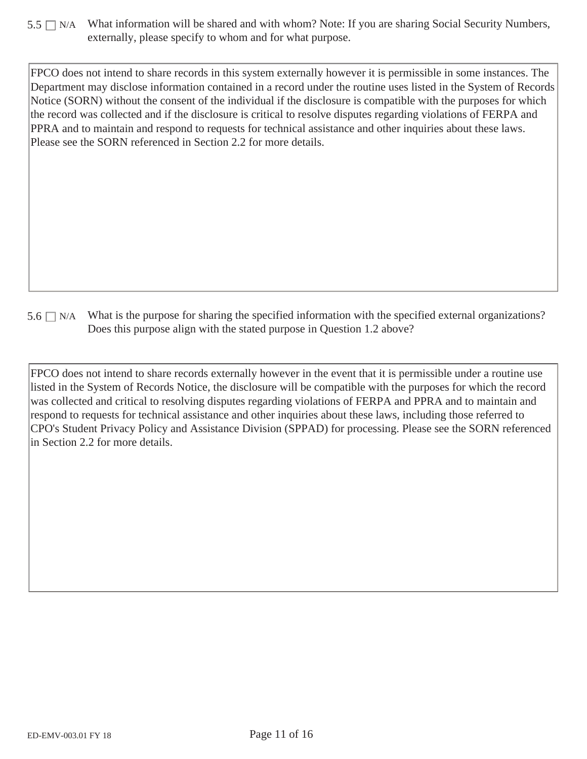5.5 ☐ N/A What information will be shared and with whom? Note: If you are sharing Social Security Numbers, externally, please specify to whom and for what purpose.

FPCO does not intend to share records in this system externally however it is permissible in some instances. The Department may disclose information contained in a record under the routine uses listed in the System of Records Notice (SORN) without the consent of the individual if the disclosure is compatible with the purposes for which the record was collected and if the disclosure is critical to resolve disputes regarding violations of FERPA and PPRA and to maintain and respond to requests for technical assistance and other inquiries about these laws. Please see the SORN referenced in Section 2.2 for more details.

5.6 ☐ N/A What is the purpose for sharing the specified information with the specified external organizations? Does this purpose align with the stated purpose in Question 1.2 above?

FPCO does not intend to share records externally however in the event that it is permissible under a routine use listed in the System of Records Notice, the disclosure will be compatible with the purposes for which the record was collected and critical to resolving disputes regarding violations of FERPA and PPRA and to maintain and respond to requests for technical assistance and other inquiries about these laws, including those referred to CPO's Student Privacy Policy and Assistance Division (SPPAD) for processing. Please see the SORN referenced in Section 2.2 for more details.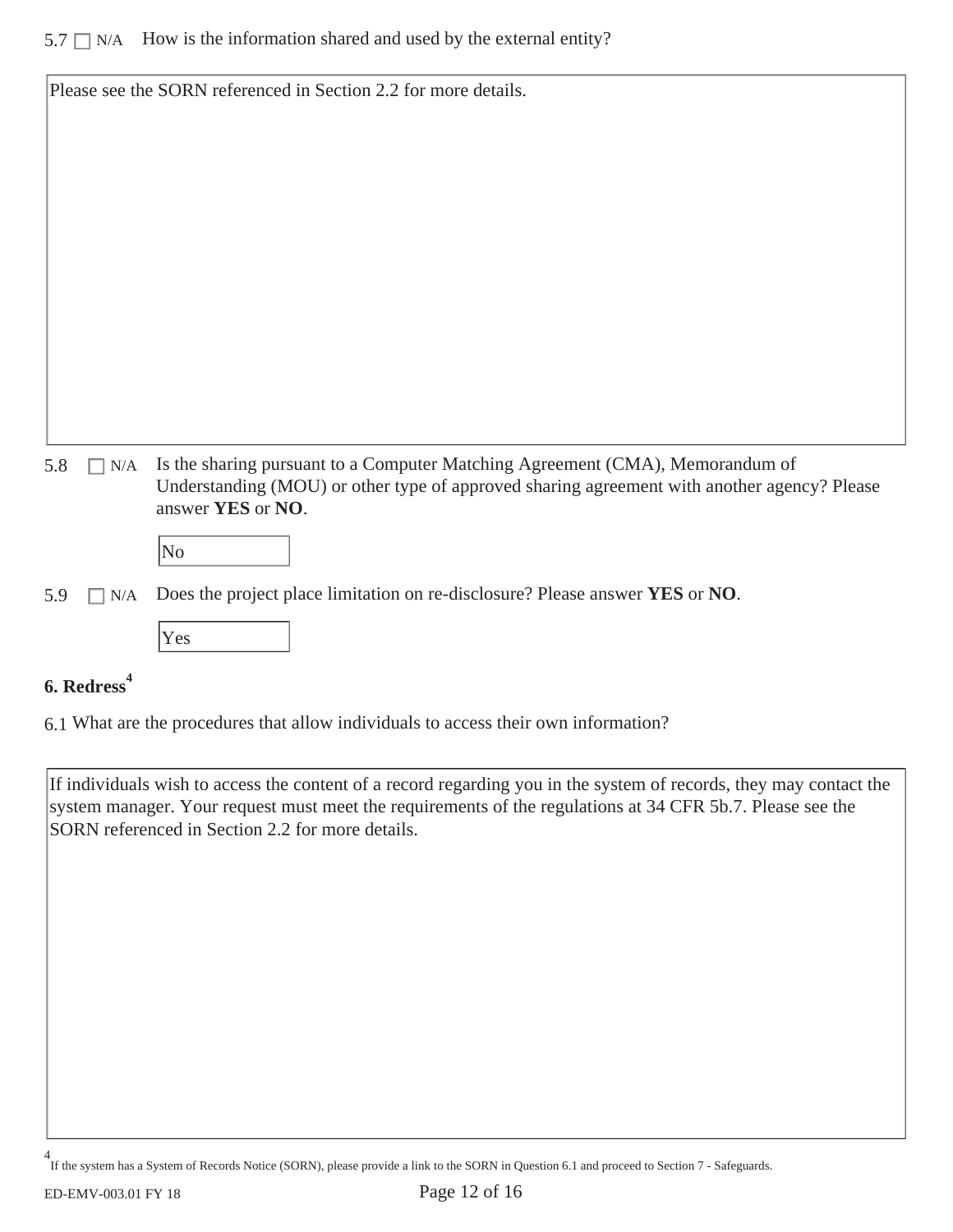5.7 ☐ N/A How is the information shared and used by the external entity?

Please see the SORN referenced in Section 2.2 for more details.

5.8 ☐ N/A Is the sharing pursuant to a Computer Matching Agreement (CMA), Memorandum of Understanding (MOU) or other type of approved sharing agreement with another agency? Please answer **YES** or **NO**.

No

5.9 ☐ N/A Does the project place limitation on re-disclosure? Please answer **YES** or **NO**.

Yes

## 6. Redress[4]

6.1 What are the procedures that allow individuals to access their own information?

If individuals wish to access the content of a record regarding you in the system of records, they may contact the system manager. Your request must meet the requirements of the regulations at 34 CFR 5b.7. Please see the SORN referenced in Section 2.2 for more details.

[4] If the system has a System of Records Notice (SORN), please provide a link to the SORN in Question 6.1 and proceed to Section 7 - Safeguards.

ED-EMV-003.01 FY 18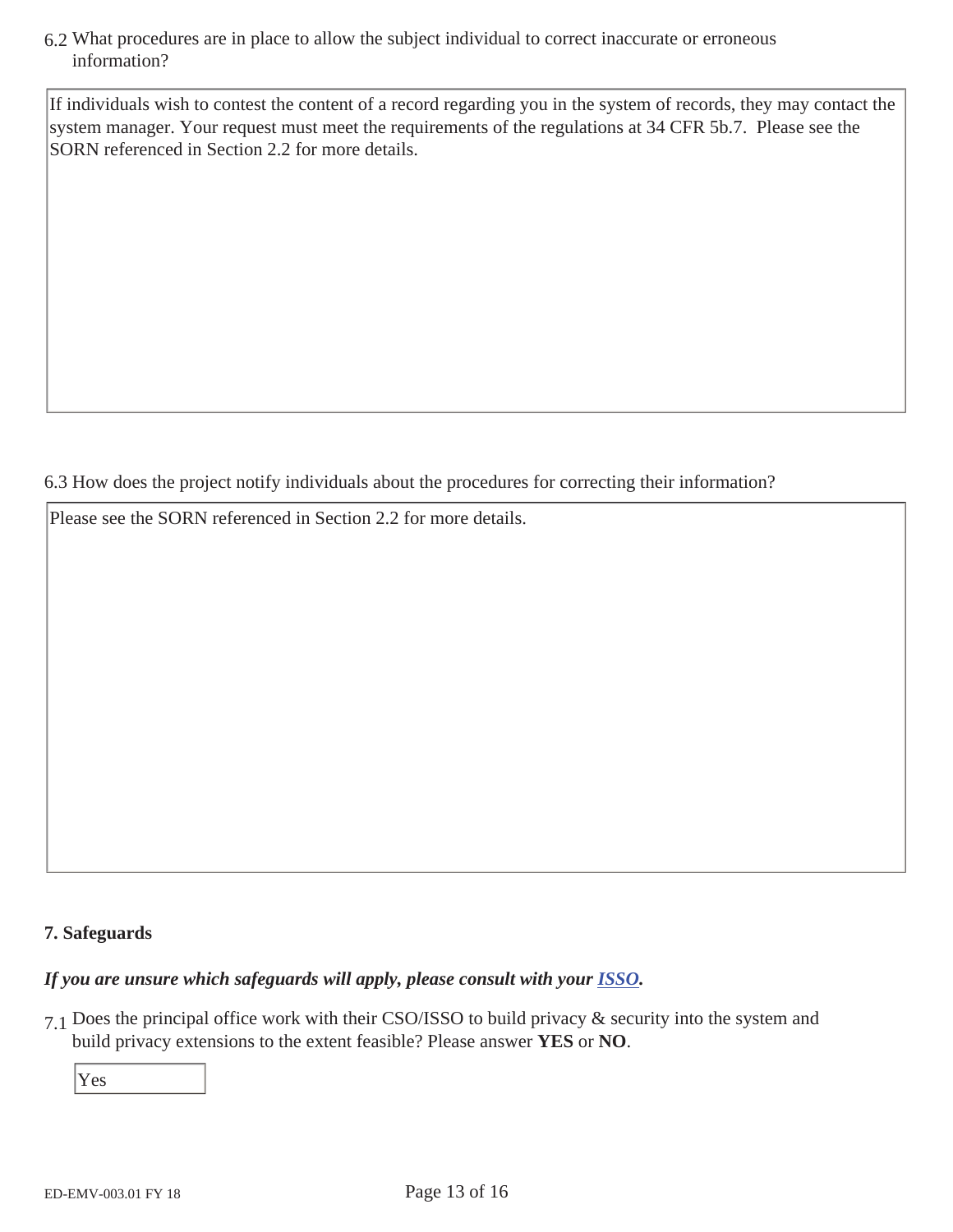6.2 What procedures are in place to allow the subject individual to correct inaccurate or erroneous information?

If individuals wish to contest the content of a record regarding you in the system of records, they may contact the system manager. Your request must meet the requirements of the regulations at 34 CFR 5b.7. Please see the SORN referenced in Section 2.2 for more details.

6.3 How does the project notify individuals about the procedures for correcting their information?

Please see the SORN referenced in Section 2.2 for more details.

**7. Safeguards**

***If you are unsure which safeguards will apply, please consult with your ISSO.***

7.1 Does the principal office work with their CSO/ISSO to build privacy & security into the system and build privacy extensions to the extent feasible? Please answer **YES** or **NO**.

Yes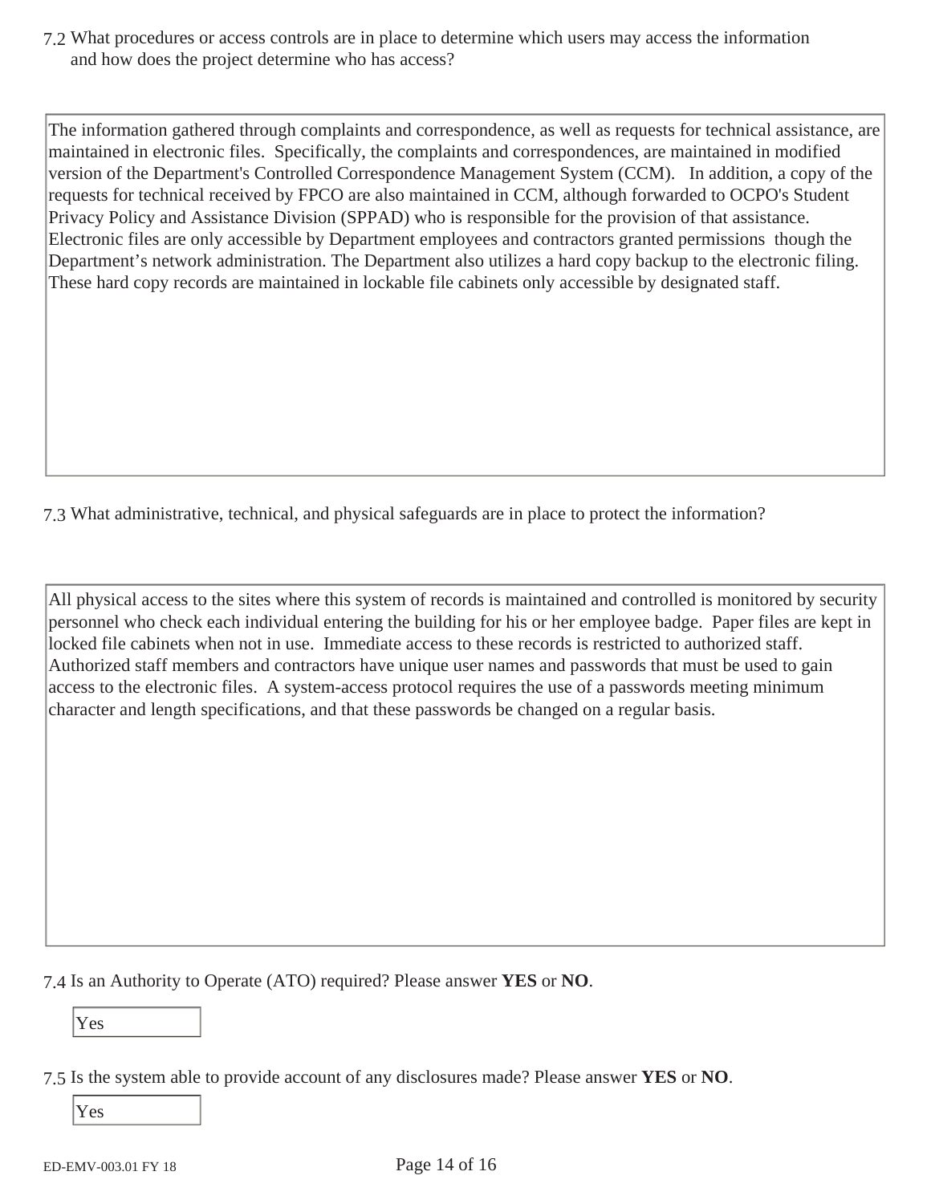7.2 What procedures or access controls are in place to determine which users may access the information and how does the project determine who has access?

The information gathered through complaints and correspondence, as well as requests for technical assistance, are maintained in electronic files. Specifically, the complaints and correspondences, are maintained in modified version of the Department's Controlled Correspondence Management System (CCM). In addition, a copy of the requests for technical received by FPCO are also maintained in CCM, although forwarded to OCPO's Student Privacy Policy and Assistance Division (SPPAD) who is responsible for the provision of that assistance. Electronic files are only accessible by Department employees and contractors granted permissions though the Department's network administration. The Department also utilizes a hard copy backup to the electronic filing. These hard copy records are maintained in lockable file cabinets only accessible by designated staff.

7.3 What administrative, technical, and physical safeguards are in place to protect the information?

All physical access to the sites where this system of records is maintained and controlled is monitored by security personnel who check each individual entering the building for his or her employee badge. Paper files are kept in locked file cabinets when not in use. Immediate access to these records is restricted to authorized staff. Authorized staff members and contractors have unique user names and passwords that must be used to gain access to the electronic files. A system-access protocol requires the use of a passwords meeting minimum character and length specifications, and that these passwords be changed on a regular basis.

7.4 Is an Authority to Operate (ATO) required? Please answer **YES** or **NO**.

Yes

7.5 Is the system able to provide account of any disclosures made? Please answer **YES** or **NO**.

Yes

ED-EMV-003.01 FY 18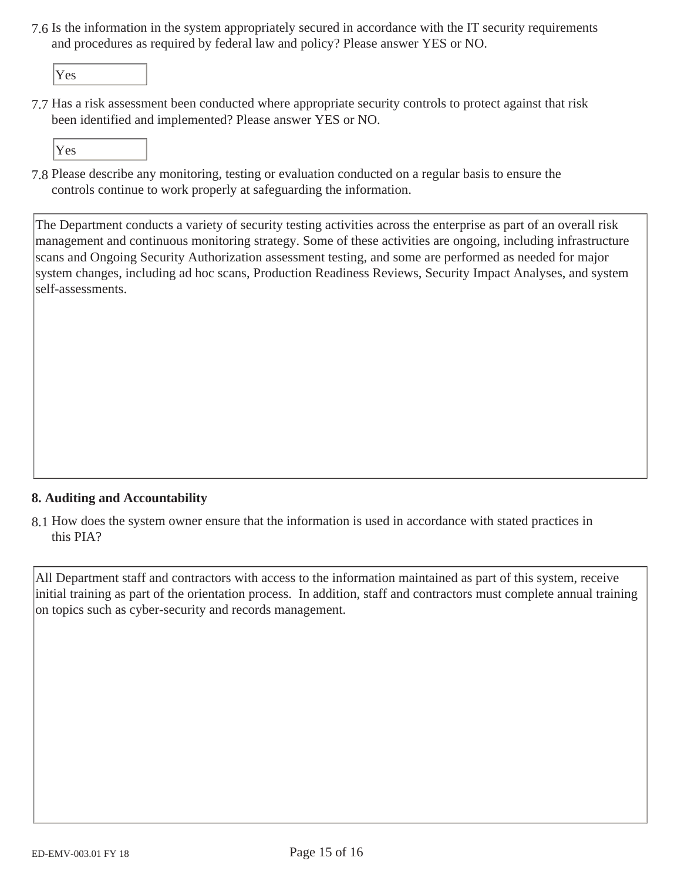7.6 Is the information in the system appropriately secured in accordance with the IT security requirements and procedures as required by federal law and policy? Please answer YES or NO.

Yes

7.7 Has a risk assessment been conducted where appropriate security controls to protect against that risk been identified and implemented? Please answer YES or NO.

Yes

7.8 Please describe any monitoring, testing or evaluation conducted on a regular basis to ensure the controls continue to work properly at safeguarding the information.

The Department conducts a variety of security testing activities across the enterprise as part of an overall risk management and continuous monitoring strategy. Some of these activities are ongoing, including infrastructure scans and Ongoing Security Authorization assessment testing, and some are performed as needed for major system changes, including ad hoc scans, Production Readiness Reviews, Security Impact Analyses, and system self-assessments.

**8. Auditing and Accountability**

8.1 How does the system owner ensure that the information is used in accordance with stated practices in this PIA?

All Department staff and contractors with access to the information maintained as part of this system, receive initial training as part of the orientation process. In addition, staff and contractors must complete annual training on topics such as cyber-security and records management.

ED-EMV-003.01 FY 18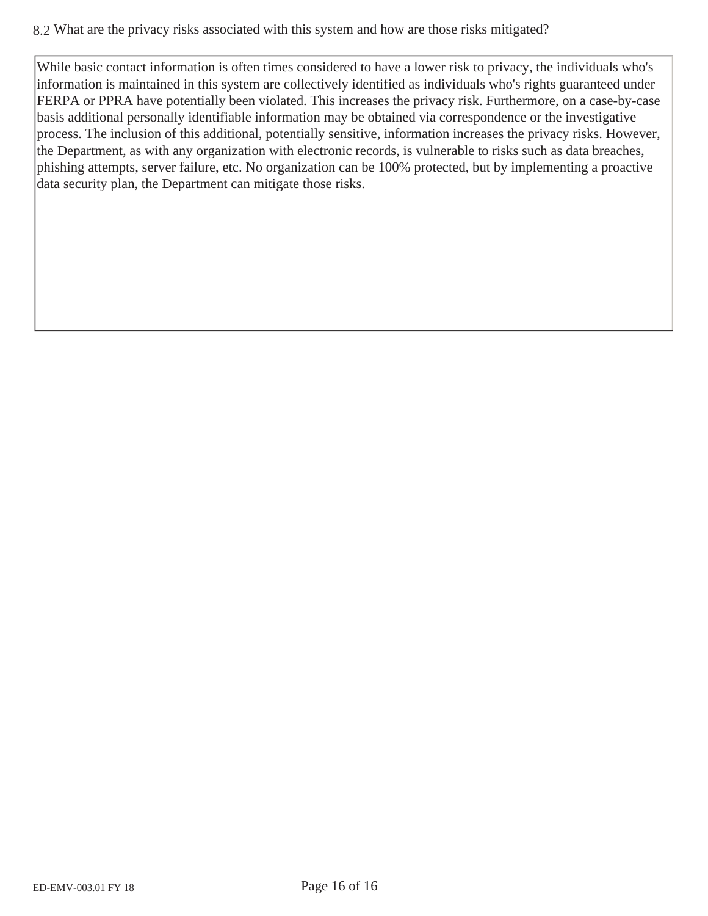8.2 What are the privacy risks associated with this system and how are those risks mitigated?

While basic contact information is often times considered to have a lower risk to privacy, the individuals who's information is maintained in this system are collectively identified as individuals who's rights guaranteed under FERPA or PPRA have potentially been violated. This increases the privacy risk. Furthermore, on a case-by-case basis additional personally identifiable information may be obtained via correspondence or the investigative process. The inclusion of this additional, potentially sensitive, information increases the privacy risks. However, the Department, as with any organization with electronic records, is vulnerable to risks such as data breaches, phishing attempts, server failure, etc. No organization can be 100% protected, but by implementing a proactive data security plan, the Department can mitigate those risks.